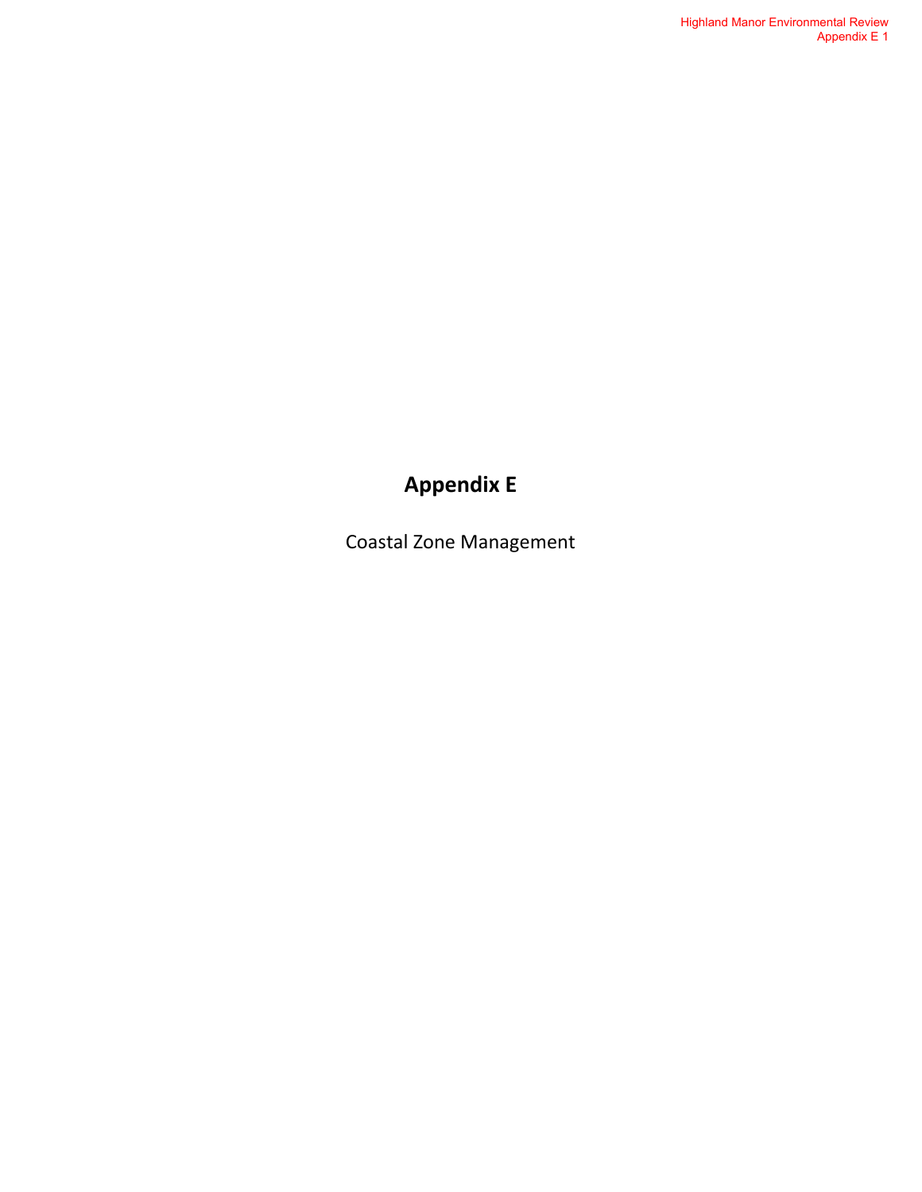# Appendix E

Coastal Zone Management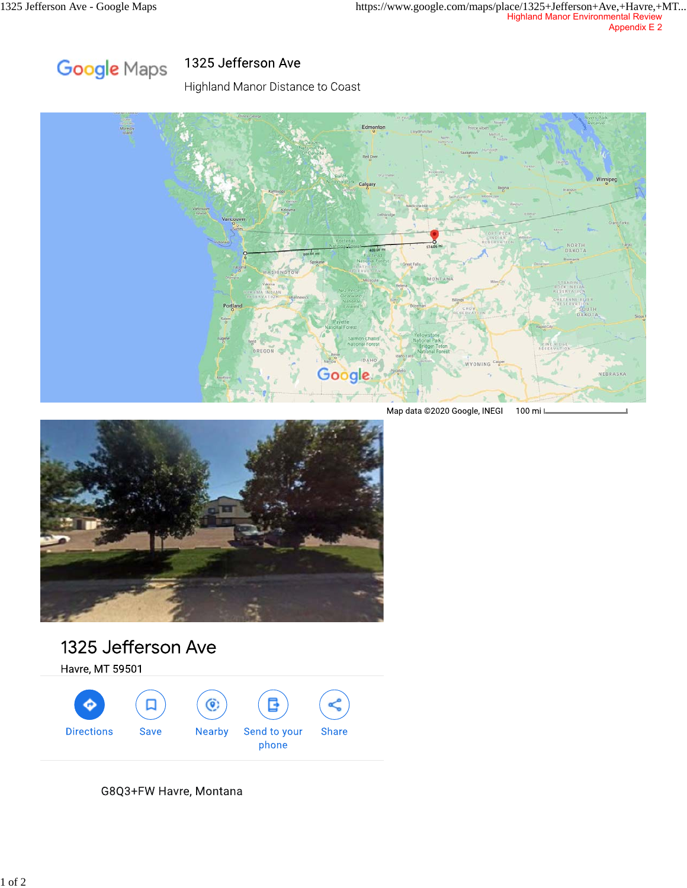Highland Manor Environmental Review
Appendix E 2

Google Maps

# 1325 Jefferson Ave

Highland Manor Distance to Coast

Map data ©2020 Google, INEGI 100 mi

## 1325 Jefferson Ave

Havre, MT 59501

Directions | Save | Nearby | Send to your phone | Share

G8Q3+FW Havre, Montana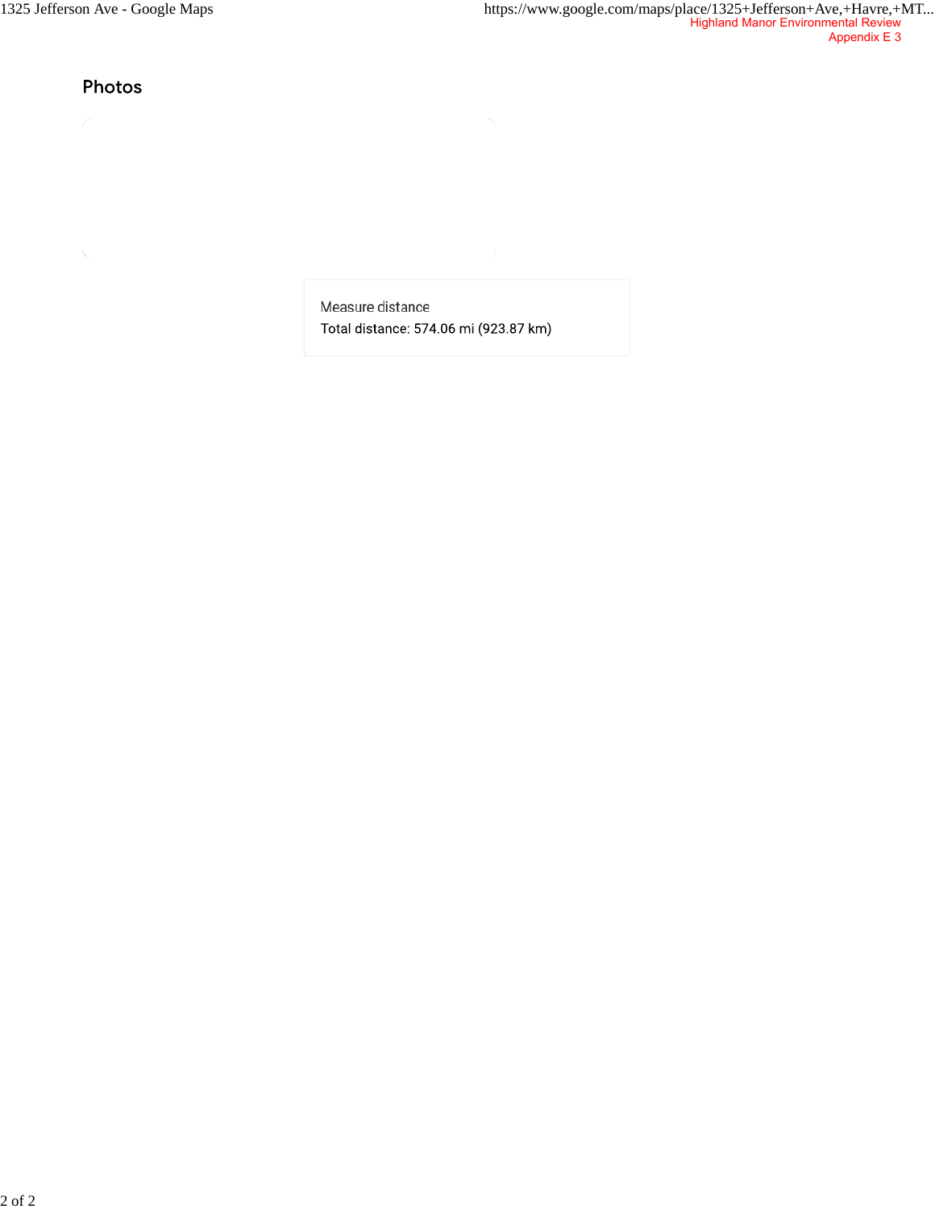## Photos

Measure distance

Total distance: 574.06 mi (923.87 km)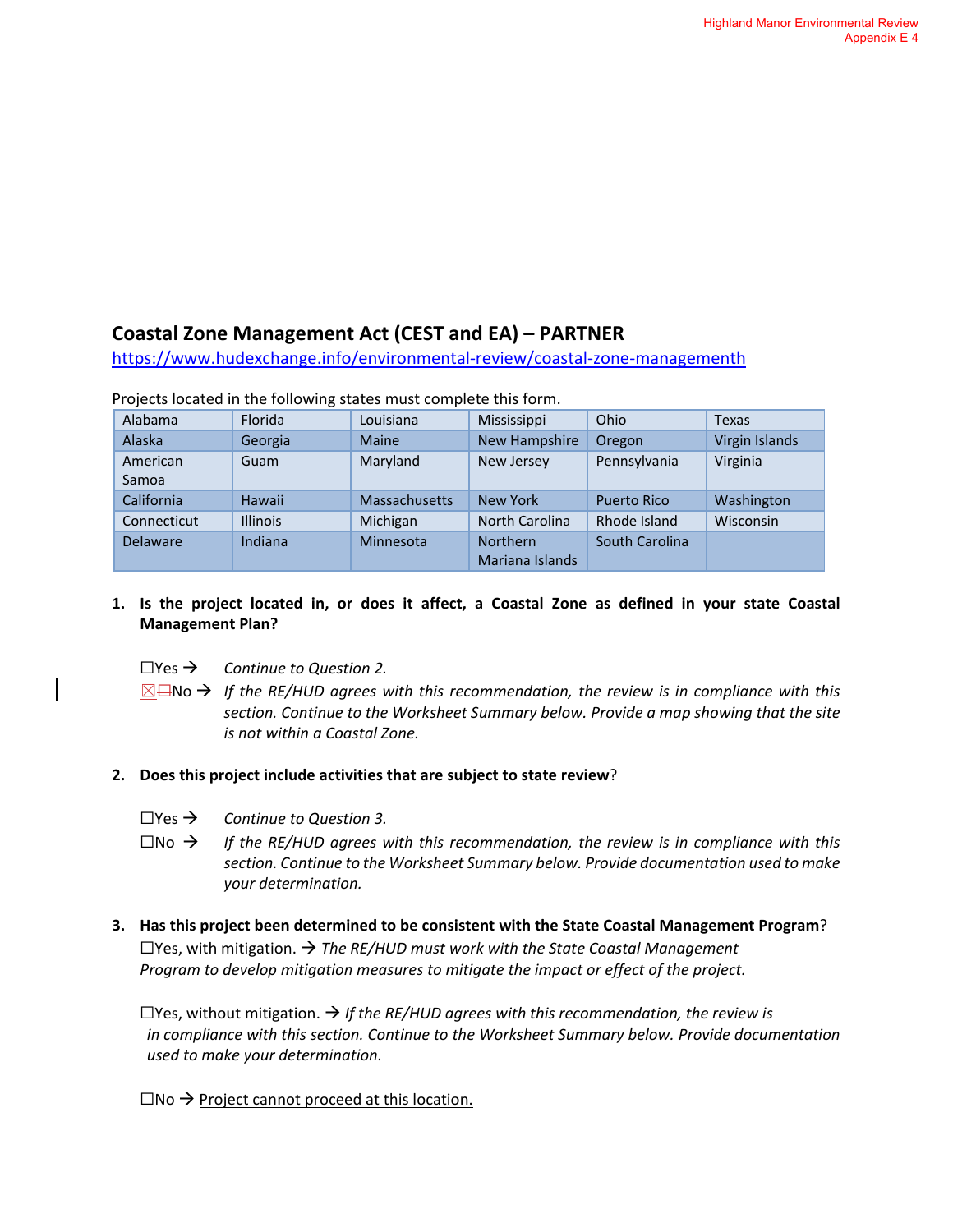## Coastal Zone Management Act (CEST and EA) – PARTNER

https://www.hudexchange.info/environmental-review/coastal-zone-managementh

Projects located in the following states must complete this form.

| Alabama | Florida | Louisiana | Mississippi | Ohio | Texas |
|---|---|---|---|---|---|
| Alaska | Georgia | Maine | New Hampshire | Oregon | Virgin Islands |
| American Samoa | Guam | Maryland | New Jersey | Pennsylvania | Virginia |
| California | Hawaii | Massachusetts | New York | Puerto Rico | Washington |
| Connecticut | Illinois | Michigan | North Carolina | Rhode Island | Wisconsin |
| Delaware | Indiana | Minnesota | Northern Mariana Islands | South Carolina | |

1. **Is the project located in, or does it affect, a Coastal Zone as defined in your state Coastal Management Plan?**

   ☐Yes → *Continue to Question 2.*

   ☒No → *If the RE/HUD agrees with this recommendation, the review is in compliance with this section. Continue to the Worksheet Summary below. Provide a map showing that the site is not within a Coastal Zone.*

2. **Does this project include activities that are subject to state review**?

   ☐Yes → *Continue to Question 3.*

   ☐No → *If the RE/HUD agrees with this recommendation, the review is in compliance with this section. Continue to the Worksheet Summary below. Provide documentation used to make your determination.*

3. **Has this project been determined to be consistent with the State Coastal Management Program**?

   ☐Yes, with mitigation. → *The RE/HUD must work with the State Coastal Management Program to develop mitigation measures to mitigate the impact or effect of the project.*

   ☐Yes, without mitigation. → *If the RE/HUD agrees with this recommendation, the review is in compliance with this section. Continue to the Worksheet Summary below. Provide documentation used to make your determination.*

   ☐No → Project cannot proceed at this location.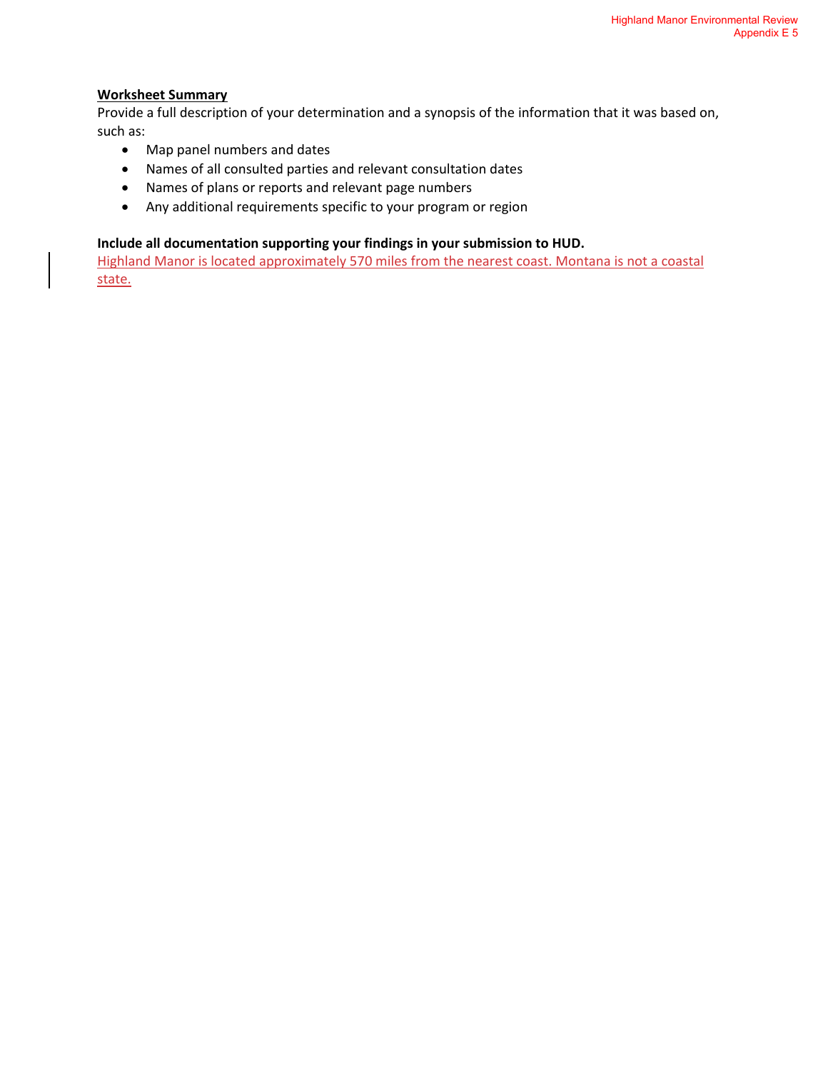**Worksheet Summary**

Provide a full description of your determination and a synopsis of the information that it was based on, such as:

- Map panel numbers and dates
- Names of all consulted parties and relevant consultation dates
- Names of plans or reports and relevant page numbers
- Any additional requirements specific to your program or region

**Include all documentation supporting your findings in your submission to HUD.**

Highland Manor is located approximately 570 miles from the nearest coast. Montana is not a coastal state.